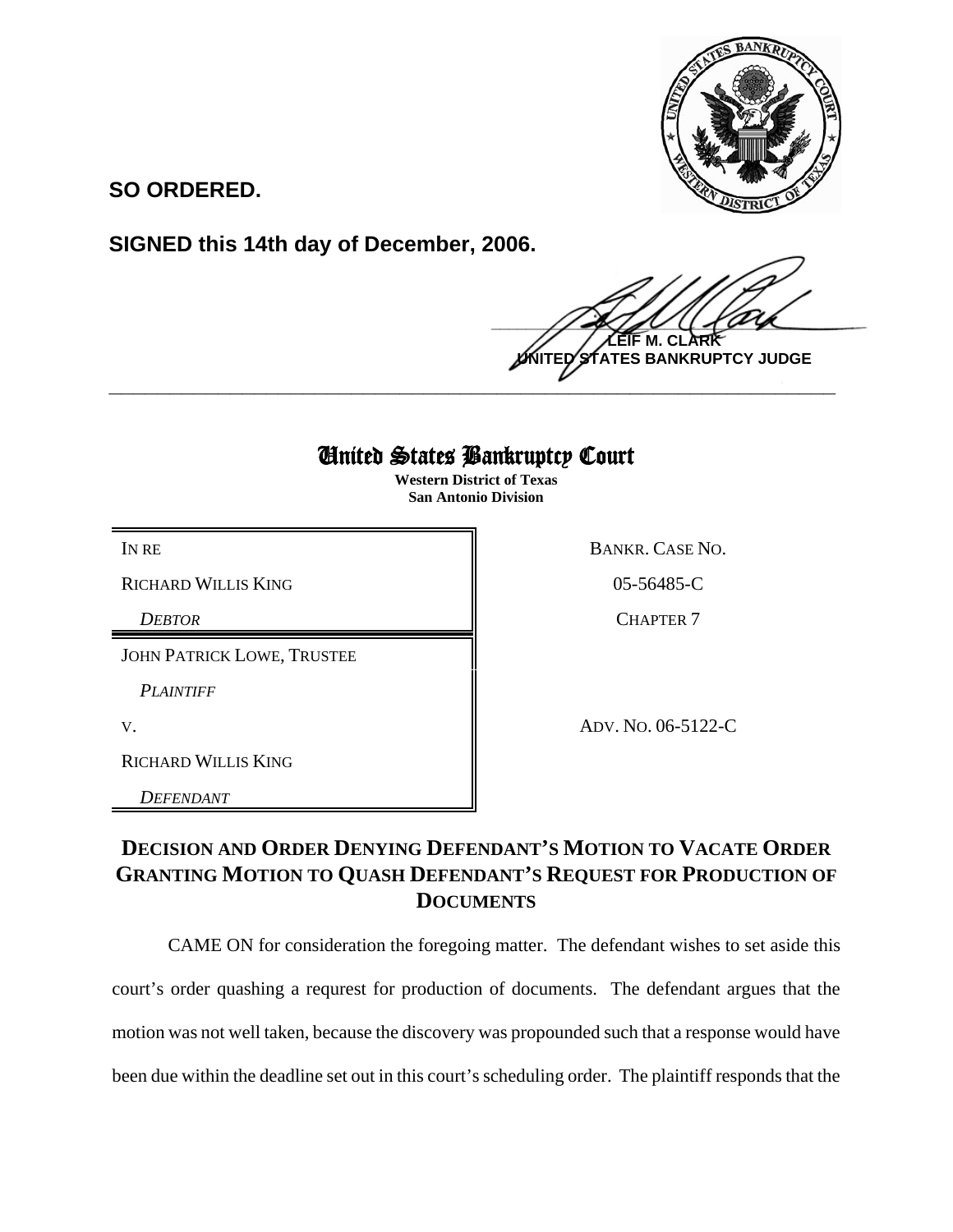**SO ORDERED.**

**SIGNED this 14th day of December, 2006.**

**LEIF M. CLARK**
**UNITED STATES BANKRUPTCY JUDGE**

---

# United States Bankruptcy Court

**Western District of Texas**
**San Antonio Division**

| | |
|---|---|
| IN RE | BANKR. CASE NO. |
| RICHARD WILLIS KING | 05-56485-C |
| *DEBTOR* | CHAPTER 7 |
| JOHN PATRICK LOWE, TRUSTEE | |
| *PLAINTIFF* | |
| V. | ADV. NO. 06-5122-C |
| RICHARD WILLIS KING | |
| *DEFENDANT* | |

## DECISION AND ORDER DENYING DEFENDANT'S MOTION TO VACATE ORDER GRANTING MOTION TO QUASH DEFENDANT'S REQUEST FOR PRODUCTION OF DOCUMENTS

CAME ON for consideration the foregoing matter. The defendant wishes to set aside this court's order quashing a requrest for production of documents. The defendant argues that the motion was not well taken, because the discovery was propounded such that a response would have been due within the deadline set out in this court's scheduling order. The plaintiff responds that the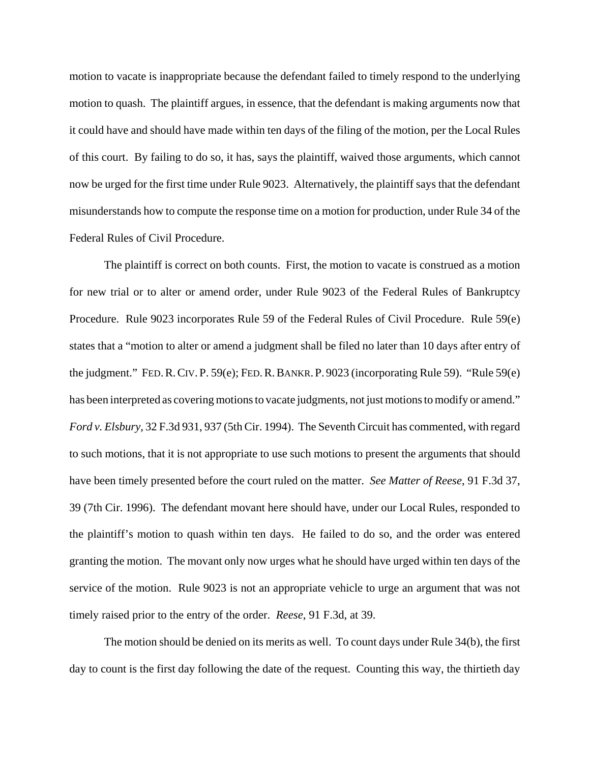motion to vacate is inappropriate because the defendant failed to timely respond to the underlying motion to quash. The plaintiff argues, in essence, that the defendant is making arguments now that it could have and should have made within ten days of the filing of the motion, per the Local Rules of this court. By failing to do so, it has, says the plaintiff, waived those arguments, which cannot now be urged for the first time under Rule 9023. Alternatively, the plaintiff says that the defendant misunderstands how to compute the response time on a motion for production, under Rule 34 of the Federal Rules of Civil Procedure.

The plaintiff is correct on both counts. First, the motion to vacate is construed as a motion for new trial or to alter or amend order, under Rule 9023 of the Federal Rules of Bankruptcy Procedure. Rule 9023 incorporates Rule 59 of the Federal Rules of Civil Procedure. Rule 59(e) states that a "motion to alter or amend a judgment shall be filed no later than 10 days after entry of the judgment." FED. R. CIV. P. 59(e); FED. R. BANKR. P. 9023 (incorporating Rule 59). "Rule 59(e) has been interpreted as covering motions to vacate judgments, not just motions to modify or amend." *Ford v. Elsbury*, 32 F.3d 931, 937 (5th Cir. 1994). The Seventh Circuit has commented, with regard to such motions, that it is not appropriate to use such motions to present the arguments that should have been timely presented before the court ruled on the matter. *See Matter of Reese*, 91 F.3d 37, 39 (7th Cir. 1996). The defendant movant here should have, under our Local Rules, responded to the plaintiff's motion to quash within ten days. He failed to do so, and the order was entered granting the motion. The movant only now urges what he should have urged within ten days of the service of the motion. Rule 9023 is not an appropriate vehicle to urge an argument that was not timely raised prior to the entry of the order. *Reese*, 91 F.3d, at 39.

The motion should be denied on its merits as well. To count days under Rule 34(b), the first day to count is the first day following the date of the request. Counting this way, the thirtieth day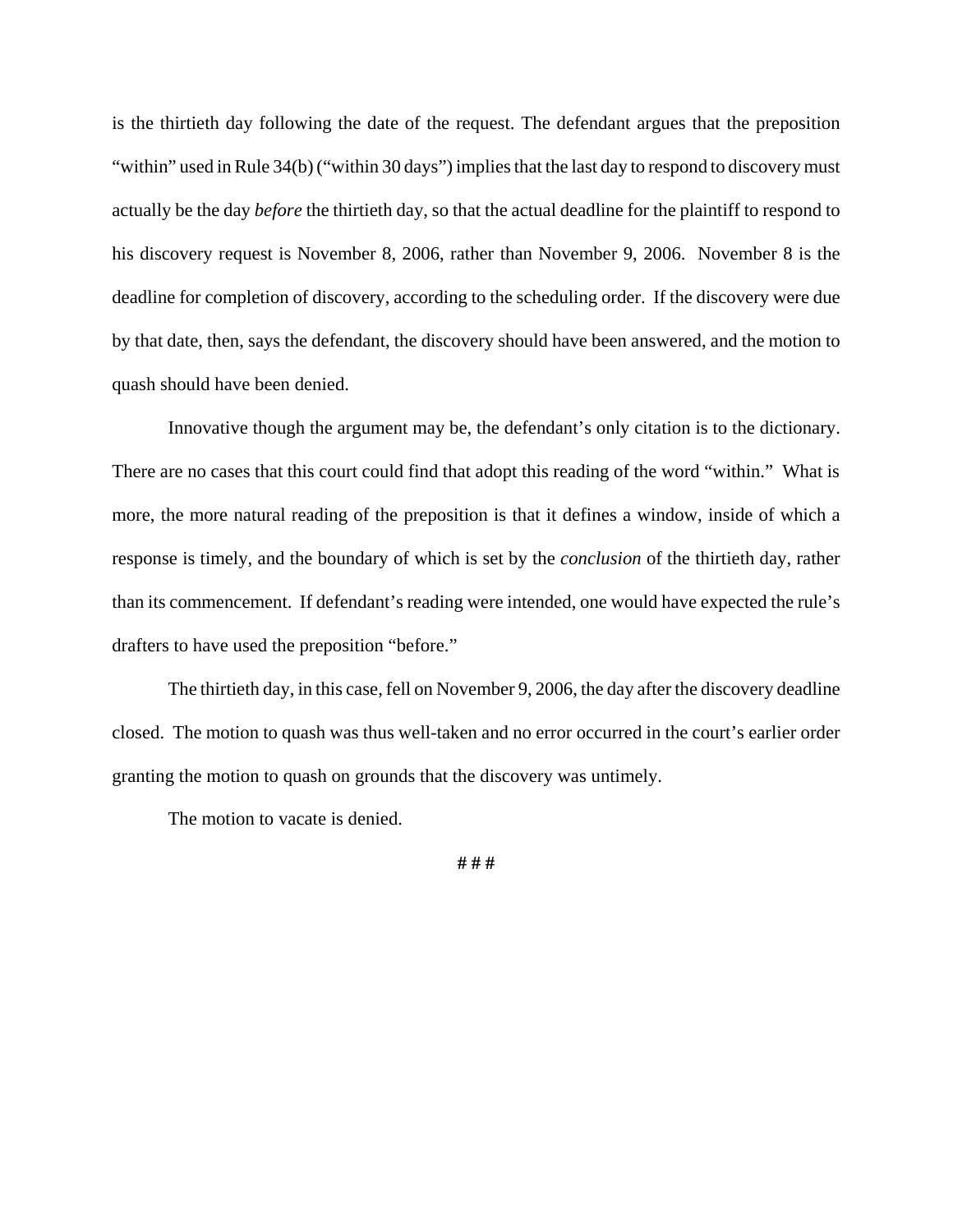is the thirtieth day following the date of the request. The defendant argues that the preposition "within" used in Rule 34(b) ("within 30 days") implies that the last day to respond to discovery must actually be the day *before* the thirtieth day, so that the actual deadline for the plaintiff to respond to his discovery request is November 8, 2006, rather than November 9, 2006. November 8 is the deadline for completion of discovery, according to the scheduling order. If the discovery were due by that date, then, says the defendant, the discovery should have been answered, and the motion to quash should have been denied.

Innovative though the argument may be, the defendant's only citation is to the dictionary. There are no cases that this court could find that adopt this reading of the word "within." What is more, the more natural reading of the preposition is that it defines a window, inside of which a response is timely, and the boundary of which is set by the *conclusion* of the thirtieth day, rather than its commencement. If defendant's reading were intended, one would have expected the rule's drafters to have used the preposition "before."

The thirtieth day, in this case, fell on November 9, 2006, the day after the discovery deadline closed. The motion to quash was thus well-taken and no error occurred in the court's earlier order granting the motion to quash on grounds that the discovery was untimely.

The motion to vacate is denied.

# # #